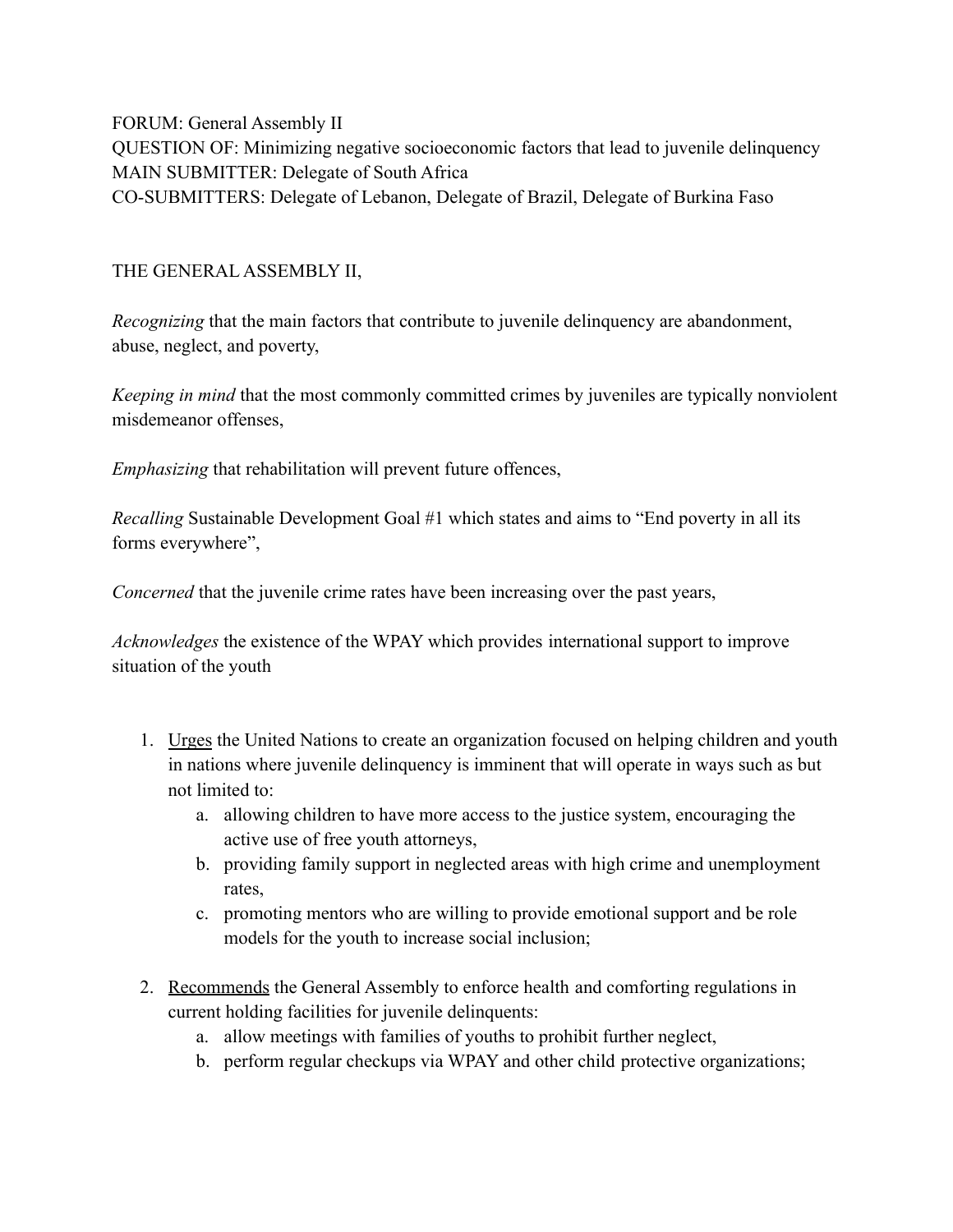FORUM: General Assembly II
QUESTION OF: Minimizing negative socioeconomic factors that lead to juvenile delinquency
MAIN SUBMITTER: Delegate of South Africa
CO-SUBMITTERS: Delegate of Lebanon, Delegate of Brazil, Delegate of Burkina Faso

THE GENERAL ASSEMBLY II,

*Recognizing* that the main factors that contribute to juvenile delinquency are abandonment, abuse, neglect, and poverty,

*Keeping in mind* that the most commonly committed crimes by juveniles are typically nonviolent misdemeanor offenses,

*Emphasizing* that rehabilitation will prevent future offences,

*Recalling* Sustainable Development Goal #1 which states and aims to "End poverty in all its forms everywhere",

*Concerned* that the juvenile crime rates have been increasing over the past years,

*Acknowledges* the existence of the WPAY which provides international support to improve situation of the youth

1. <u>Urges</u> the United Nations to create an organization focused on helping children and youth in nations where juvenile delinquency is imminent that will operate in ways such as but not limited to:
    a. allowing children to have more access to the justice system, encouraging the active use of free youth attorneys,
    b. providing family support in neglected areas with high crime and unemployment rates,
    c. promoting mentors who are willing to provide emotional support and be role models for the youth to increase social inclusion;

2. <u>Recommends</u> the General Assembly to enforce health and comforting regulations in current holding facilities for juvenile delinquents:
    a. allow meetings with families of youths to prohibit further neglect,
    b. perform regular checkups via WPAY and other child protective organizations;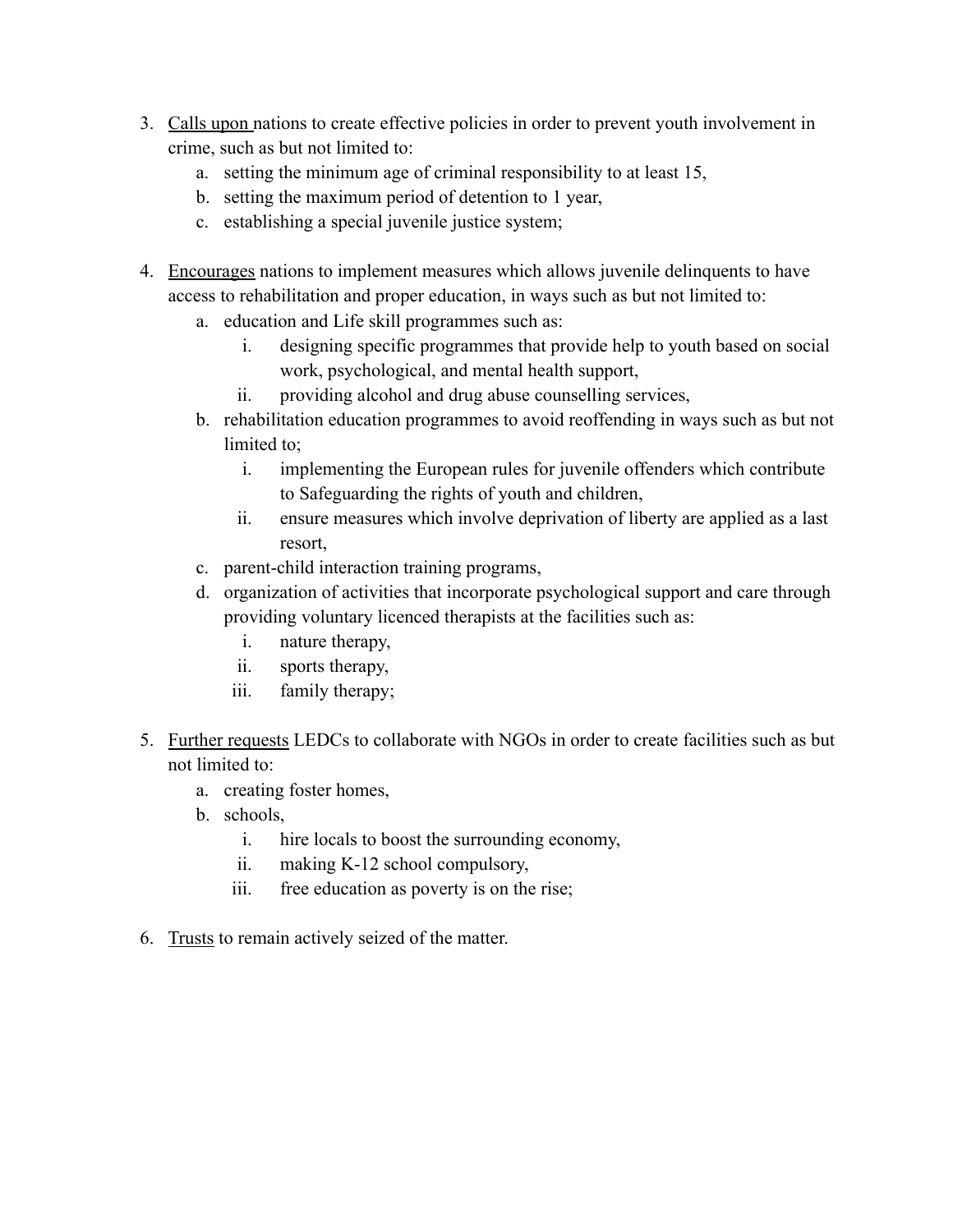3. <u>Calls upon</u> nations to create effective policies in order to prevent youth involvement in crime, such as but not limited to:
    a. setting the minimum age of criminal responsibility to at least 15,
    b. setting the maximum period of detention to 1 year,
    c. establishing a special juvenile justice system;

4. <u>Encourages</u> nations to implement measures which allows juvenile delinquents to have access to rehabilitation and proper education, in ways such as but not limited to:
    a. education and Life skill programmes such as:
        i. designing specific programmes that provide help to youth based on social work, psychological, and mental health support,
        ii. providing alcohol and drug abuse counselling services,
    b. rehabilitation education programmes to avoid reoffending in ways such as but not limited to;
        i. implementing the European rules for juvenile offenders which contribute to Safeguarding the rights of youth and children,
        ii. ensure measures which involve deprivation of liberty are applied as a last resort,
    c. parent-child interaction training programs,
    d. organization of activities that incorporate psychological support and care through providing voluntary licenced therapists at the facilities such as:
        i. nature therapy,
        ii. sports therapy,
        iii. family therapy;

5. <u>Further requests</u> LEDCs to collaborate with NGOs in order to create facilities such as but not limited to:
    a. creating foster homes,
    b. schools,
        i. hire locals to boost the surrounding economy,
        ii. making K-12 school compulsory,
        iii. free education as poverty is on the rise;

6. <u>Trusts</u> to remain actively seized of the matter.